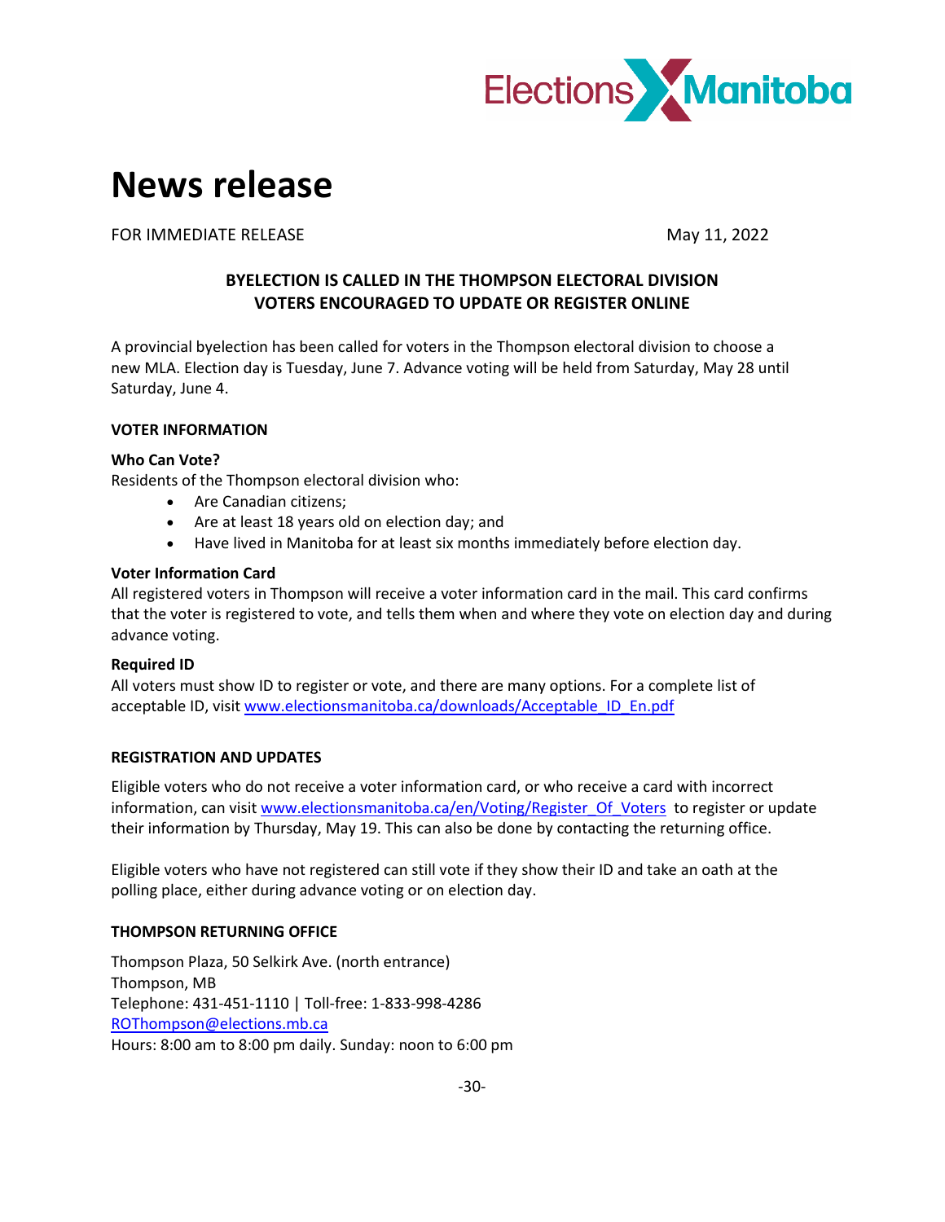Elections Manitoba

# News release

FOR IMMEDIATE RELEASE May 11, 2022

**BYELECTION IS CALLED IN THE THOMPSON ELECTORAL DIVISION**
**VOTERS ENCOURAGED TO UPDATE OR REGISTER ONLINE**

A provincial byelection has been called for voters in the Thompson electoral division to choose a new MLA. Election day is Tuesday, June 7. Advance voting will be held from Saturday, May 28 until Saturday, June 4.

## VOTER INFORMATION

### Who Can Vote?

Residents of the Thompson electoral division who:

- Are Canadian citizens;
- Are at least 18 years old on election day; and
- Have lived in Manitoba for at least six months immediately before election day.

### Voter Information Card

All registered voters in Thompson will receive a voter information card in the mail. This card confirms that the voter is registered to vote, and tells them when and where they vote on election day and during advance voting.

### Required ID

All voters must show ID to register or vote, and there are many options. For a complete list of acceptable ID, visit www.electionsmanitoba.ca/downloads/Acceptable_ID_En.pdf

## REGISTRATION AND UPDATES

Eligible voters who do not receive a voter information card, or who receive a card with incorrect information, can visit www.electionsmanitoba.ca/en/Voting/Register_Of_Voters to register or update their information by Thursday, May 19. This can also be done by contacting the returning office.

Eligible voters who have not registered can still vote if they show their ID and take an oath at the polling place, either during advance voting or on election day.

## THOMPSON RETURNING OFFICE

Thompson Plaza, 50 Selkirk Ave. (north entrance)
Thompson, MB
Telephone: 431-451-1110 | Toll-free: 1-833-998-4286
ROThompson@elections.mb.ca
Hours: 8:00 am to 8:00 pm daily. Sunday: noon to 6:00 pm

-30-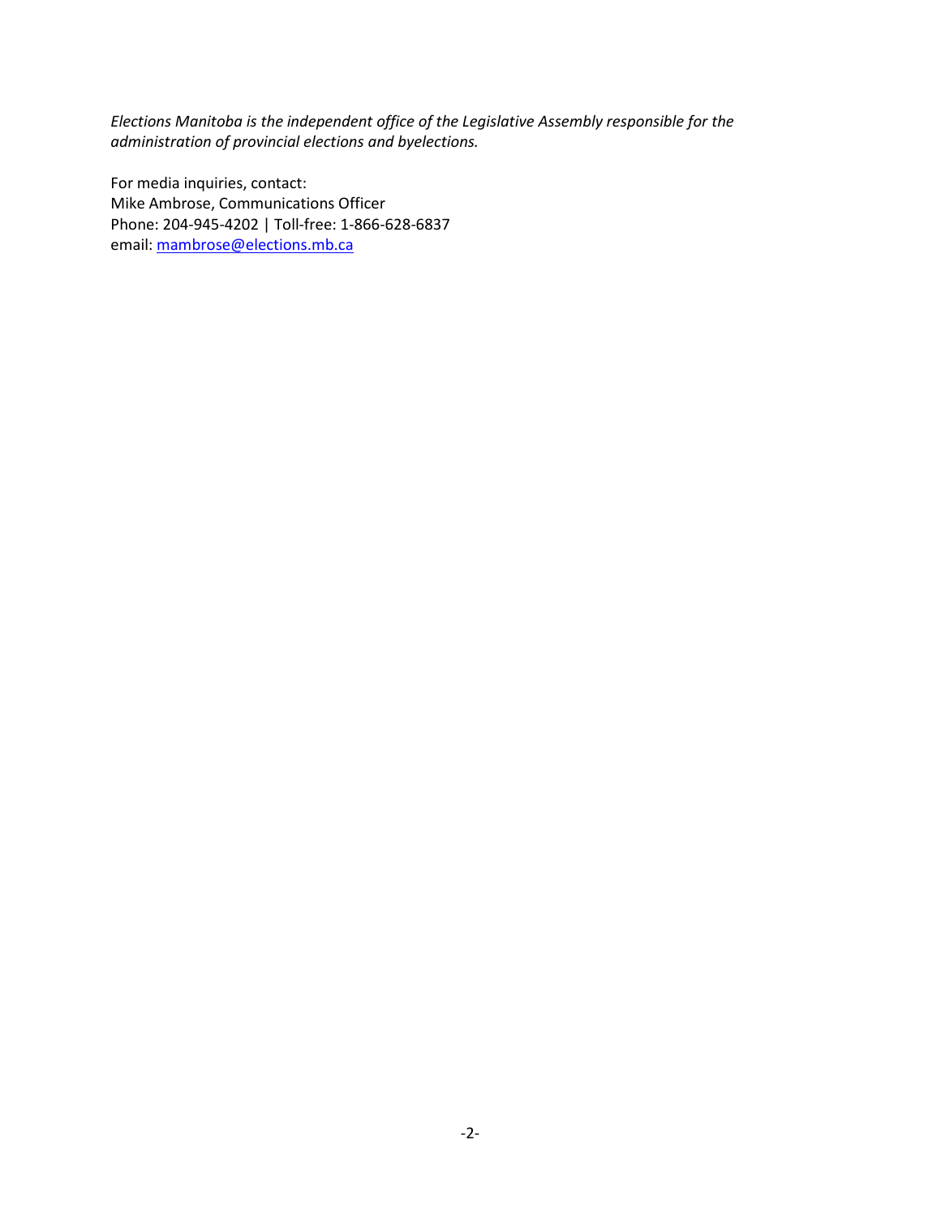*Elections Manitoba is the independent office of the Legislative Assembly responsible for the administration of provincial elections and byelections.*

For media inquiries, contact:
Mike Ambrose, Communications Officer
Phone: 204-945-4202 | Toll-free: 1-866-628-6837
email: mambrose@elections.mb.ca